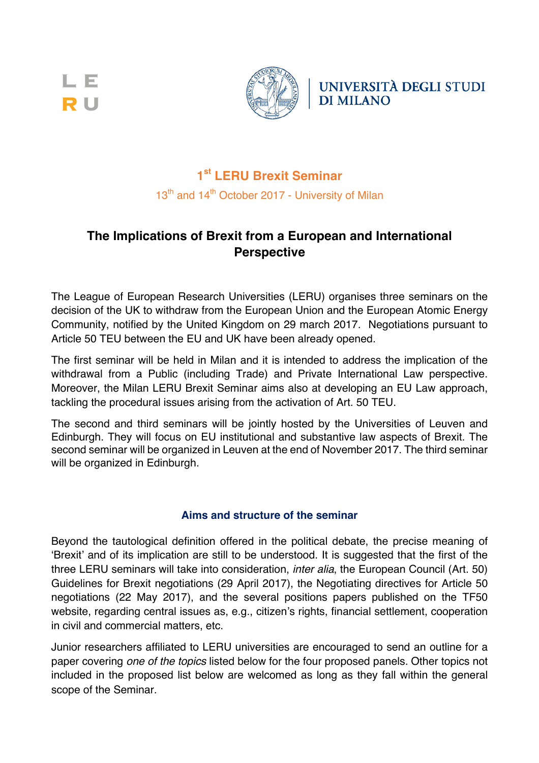LE
RU

UNIVERSITÀ DEGLI STUDI
DI MILANO

# 1st LERU Brexit Seminar

13th and 14th October 2017 - University of Milan

## The Implications of Brexit from a European and International Perspective

The League of European Research Universities (LERU) organises three seminars on the decision of the UK to withdraw from the European Union and the European Atomic Energy Community, notified by the United Kingdom on 29 march 2017. Negotiations pursuant to Article 50 TEU between the EU and UK have been already opened.

The first seminar will be held in Milan and it is intended to address the implication of the withdrawal from a Public (including Trade) and Private International Law perspective. Moreover, the Milan LERU Brexit Seminar aims also at developing an EU Law approach, tackling the procedural issues arising from the activation of Art. 50 TEU.

The second and third seminars will be jointly hosted by the Universities of Leuven and Edinburgh. They will focus on EU institutional and substantive law aspects of Brexit. The second seminar will be organized in Leuven at the end of November 2017. The third seminar will be organized in Edinburgh.

### Aims and structure of the seminar

Beyond the tautological definition offered in the political debate, the precise meaning of 'Brexit' and of its implication are still to be understood. It is suggested that the first of the three LERU seminars will take into consideration, *inter alia*, the European Council (Art. 50) Guidelines for Brexit negotiations (29 April 2017), the Negotiating directives for Article 50 negotiations (22 May 2017), and the several positions papers published on the TF50 website, regarding central issues as, e.g., citizen's rights, financial settlement, cooperation in civil and commercial matters, etc.

Junior researchers affiliated to LERU universities are encouraged to send an outline for a paper covering *one of the topics* listed below for the four proposed panels. Other topics not included in the proposed list below are welcomed as long as they fall within the general scope of the Seminar.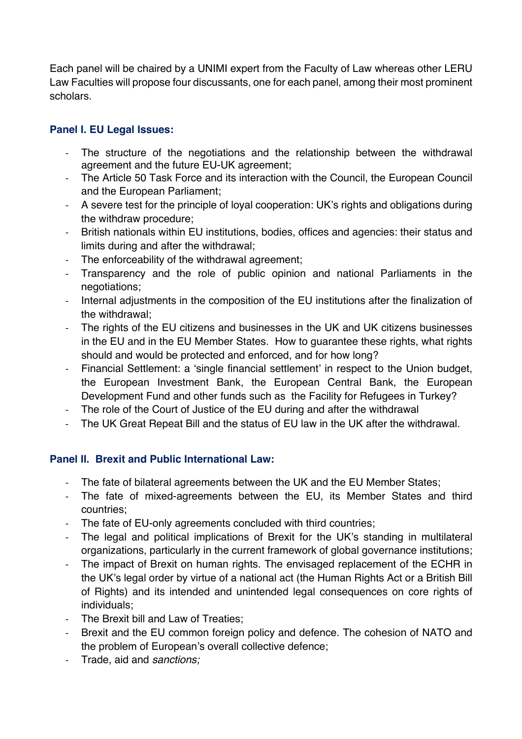Each panel will be chaired by a UNIMI expert from the Faculty of Law whereas other LERU Law Faculties will propose four discussants, one for each panel, among their most prominent scholars.

### Panel I. EU Legal Issues:

- The structure of the negotiations and the relationship between the withdrawal agreement and the future EU-UK agreement;
- The Article 50 Task Force and its interaction with the Council, the European Council and the European Parliament;
- A severe test for the principle of loyal cooperation: UK's rights and obligations during the withdraw procedure;
- British nationals within EU institutions, bodies, offices and agencies: their status and limits during and after the withdrawal;
- The enforceability of the withdrawal agreement;
- Transparency and the role of public opinion and national Parliaments in the negotiations;
- Internal adjustments in the composition of the EU institutions after the finalization of the withdrawal;
- The rights of the EU citizens and businesses in the UK and UK citizens businesses in the EU and in the EU Member States. How to guarantee these rights, what rights should and would be protected and enforced, and for how long?
- Financial Settlement: a 'single financial settlement' in respect to the Union budget, the European Investment Bank, the European Central Bank, the European Development Fund and other funds such as the Facility for Refugees in Turkey?
- The role of the Court of Justice of the EU during and after the withdrawal
- The UK Great Repeat Bill and the status of EU law in the UK after the withdrawal.

### Panel II. Brexit and Public International Law:

- The fate of bilateral agreements between the UK and the EU Member States;
- The fate of mixed-agreements between the EU, its Member States and third countries;
- The fate of EU-only agreements concluded with third countries;
- The legal and political implications of Brexit for the UK's standing in multilateral organizations, particularly in the current framework of global governance institutions;
- The impact of Brexit on human rights. The envisaged replacement of the ECHR in the UK's legal order by virtue of a national act (the Human Rights Act or a British Bill of Rights) and its intended and unintended legal consequences on core rights of individuals;
- The Brexit bill and Law of Treaties;
- Brexit and the EU common foreign policy and defence. The cohesion of NATO and the problem of European's overall collective defence;
- Trade, aid and *sanctions;*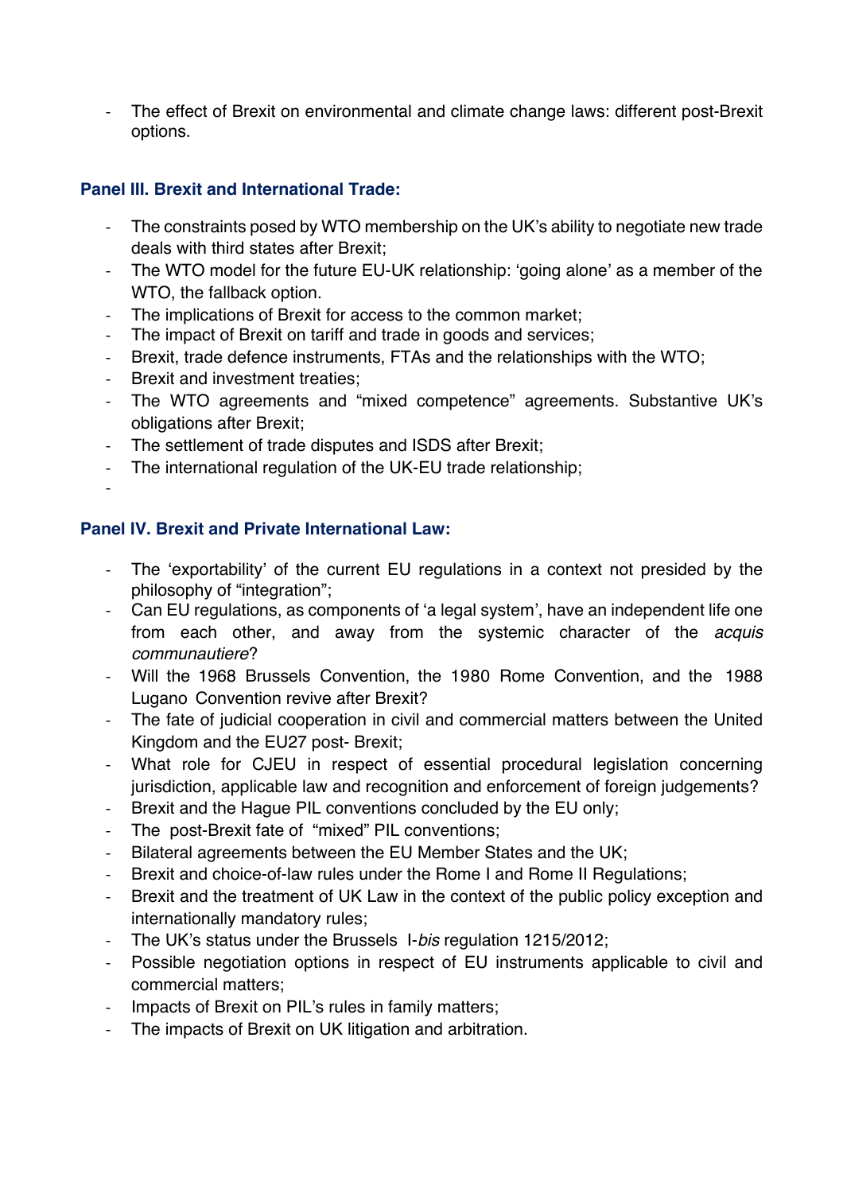- The effect of Brexit on environmental and climate change laws: different post-Brexit options.

### Panel III. Brexit and International Trade:

- The constraints posed by WTO membership on the UK's ability to negotiate new trade deals with third states after Brexit;
- The WTO model for the future EU-UK relationship: 'going alone' as a member of the WTO, the fallback option.
- The implications of Brexit for access to the common market;
- The impact of Brexit on tariff and trade in goods and services;
- Brexit, trade defence instruments, FTAs and the relationships with the WTO;
- Brexit and investment treaties;
- The WTO agreements and "mixed competence" agreements. Substantive UK's obligations after Brexit;
- The settlement of trade disputes and ISDS after Brexit;
- The international regulation of the UK-EU trade relationship;
-

### Panel IV. Brexit and Private International Law:

- The 'exportability' of the current EU regulations in a context not presided by the philosophy of "integration";
- Can EU regulations, as components of 'a legal system', have an independent life one from each other, and away from the systemic character of the *acquis communautiere*?
- Will the 1968 Brussels Convention, the 1980 Rome Convention, and the 1988 Lugano Convention revive after Brexit?
- The fate of judicial cooperation in civil and commercial matters between the United Kingdom and the EU27 post- Brexit;
- What role for CJEU in respect of essential procedural legislation concerning jurisdiction, applicable law and recognition and enforcement of foreign judgements?
- Brexit and the Hague PIL conventions concluded by the EU only;
- The post-Brexit fate of "mixed" PIL conventions;
- Bilateral agreements between the EU Member States and the UK;
- Brexit and choice-of-law rules under the Rome I and Rome II Regulations;
- Brexit and the treatment of UK Law in the context of the public policy exception and internationally mandatory rules;
- The UK's status under the Brussels I-*bis* regulation 1215/2012;
- Possible negotiation options in respect of EU instruments applicable to civil and commercial matters;
- Impacts of Brexit on PIL's rules in family matters;
- The impacts of Brexit on UK litigation and arbitration.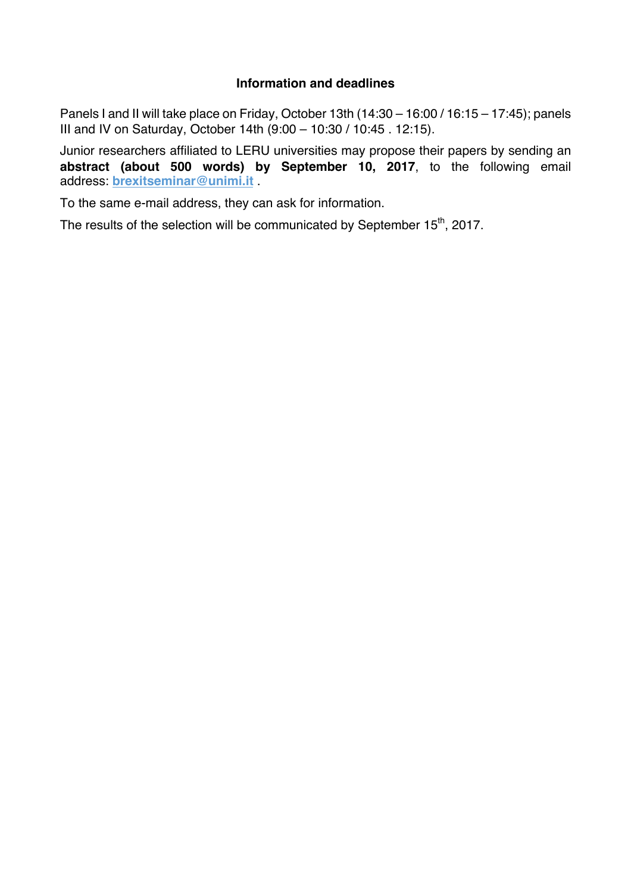### Information and deadlines

Panels I and II will take place on Friday, October 13th (14:30 – 16:00 / 16:15 – 17:45); panels III and IV on Saturday, October 14th (9:00 – 10:30 / 10:45 . 12:15).

Junior researchers affiliated to LERU universities may propose their papers by sending an **abstract (about 500 words) by September 10, 2017**, to the following email address: **brexitseminar@unimi.it** .

To the same e-mail address, they can ask for information.

The results of the selection will be communicated by September 15th, 2017.